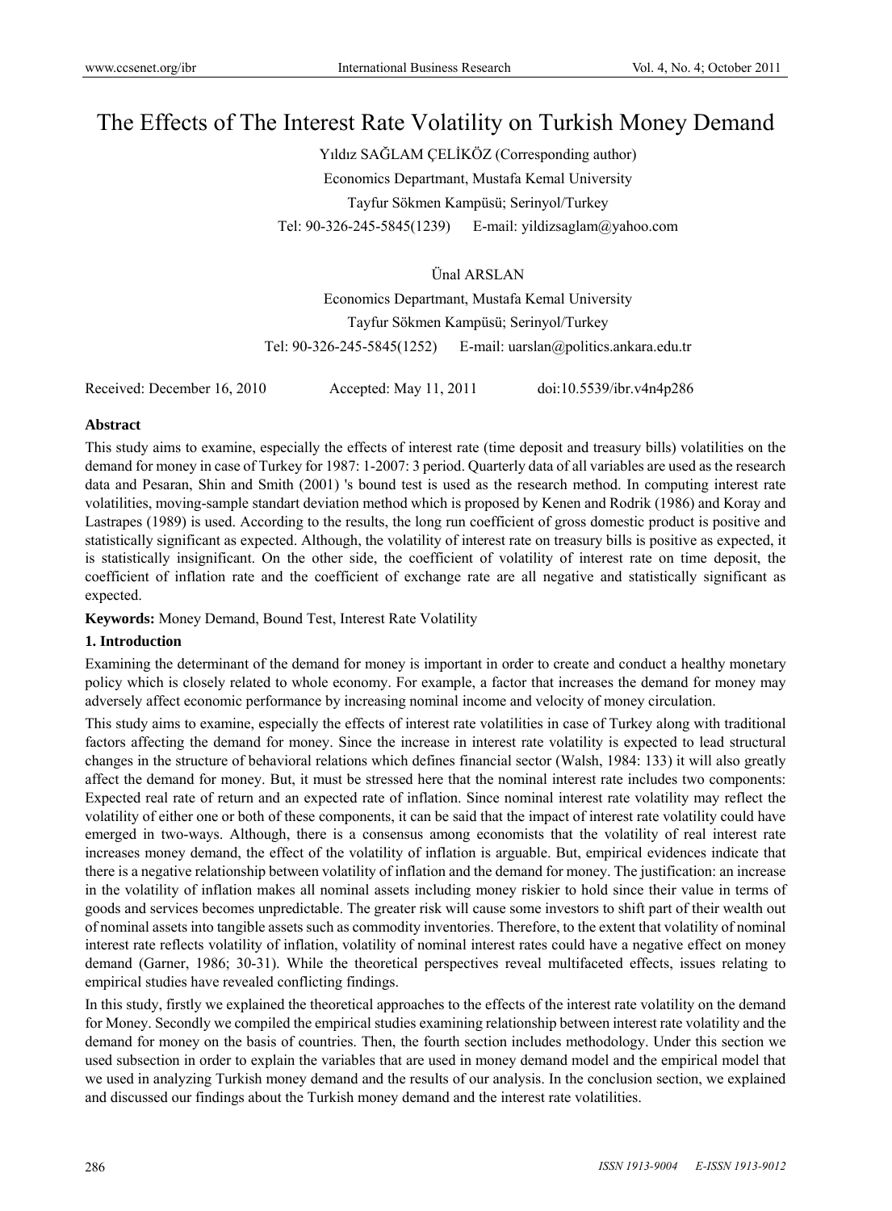# The Effects of The Interest Rate Volatility on Turkish Money Demand

Yıldız SAĞLAM ÇELİKÖZ (Corresponding author)

Economics Departmant, Mustafa Kemal University

Tayfur Sökmen Kampüsü; Serinyol/Turkey

Tel: 90-326-245-5845(1239) E-mail: yildizsaglam@yahoo.com

Ünal ARSLAN

Economics Departmant, Mustafa Kemal University

Tayfur Sökmen Kampüsü; Serinyol/Turkey

Tel: 90-326-245-5845(1252) E-mail: uarslan@politics.ankara.edu.tr

Received: December 16, 2010 Accepted: May 11, 2011 doi:10.5539/ibr.v4n4p286

**Abstract**

This study aims to examine, especially the effects of interest rate (time deposit and treasury bills) volatilities on the demand for money in case of Turkey for 1987: 1-2007: 3 period. Quarterly data of all variables are used as the research data and Pesaran, Shin and Smith (2001) 's bound test is used as the research method. In computing interest rate volatilities, moving-sample standart deviation method which is proposed by Kenen and Rodrik (1986) and Koray and Lastrapes (1989) is used. According to the results, the long run coefficient of gross domestic product is positive and statistically significant as expected. Although, the volatility of interest rate on treasury bills is positive as expected, it is statistically insignificant. On the other side, the coefficient of volatility of interest rate on time deposit, the coefficient of inflation rate and the coefficient of exchange rate are all negative and statistically significant as expected.

**Keywords:** Money Demand, Bound Test, Interest Rate Volatility

## 1. Introduction

Examining the determinant of the demand for money is important in order to create and conduct a healthy monetary policy which is closely related to whole economy. For example, a factor that increases the demand for money may adversely affect economic performance by increasing nominal income and velocity of money circulation.

This study aims to examine, especially the effects of interest rate volatilities in case of Turkey along with traditional factors affecting the demand for money. Since the increase in interest rate volatility is expected to lead structural changes in the structure of behavioral relations which defines financial sector (Walsh, 1984: 133) it will also greatly affect the demand for money. But, it must be stressed here that the nominal interest rate includes two components: Expected real rate of return and an expected rate of inflation. Since nominal interest rate volatility may reflect the volatility of either one or both of these components, it can be said that the impact of interest rate volatility could have emerged in two-ways. Although, there is a consensus among economists that the volatility of real interest rate increases money demand, the effect of the volatility of inflation is arguable. But, empirical evidences indicate that there is a negative relationship between volatility of inflation and the demand for money. The justification: an increase in the volatility of inflation makes all nominal assets including money riskier to hold since their value in terms of goods and services becomes unpredictable. The greater risk will cause some investors to shift part of their wealth out of nominal assets into tangible assets such as commodity inventories. Therefore, to the extent that volatility of nominal interest rate reflects volatility of inflation, volatility of nominal interest rates could have a negative effect on money demand (Garner, 1986; 30-31). While the theoretical perspectives reveal multifaceted effects, issues relating to empirical studies have revealed conflicting findings.

In this study, firstly we explained the theoretical approaches to the effects of the interest rate volatility on the demand for Money. Secondly we compiled the empirical studies examining relationship between interest rate volatility and the demand for money on the basis of countries. Then, the fourth section includes methodology. Under this section we used subsection in order to explain the variables that are used in money demand model and the empirical model that we used in analyzing Turkish money demand and the results of our analysis. In the conclusion section, we explained and discussed our findings about the Turkish money demand and the interest rate volatilities.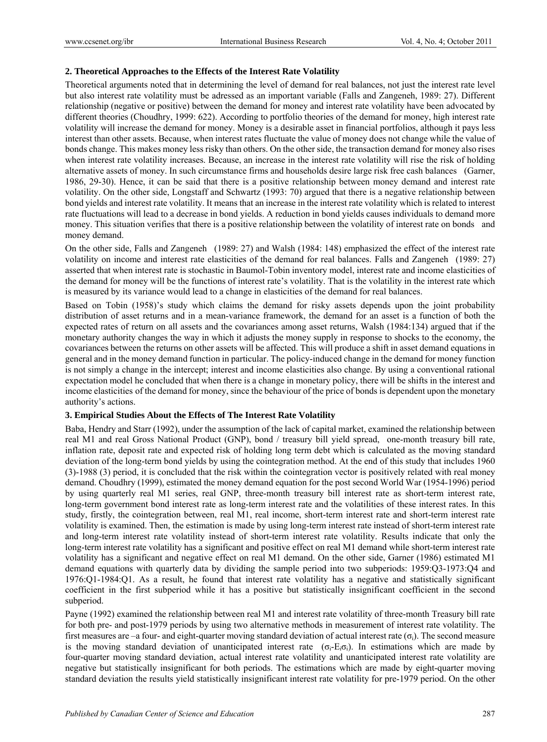## 2. Theoretical Approaches to the Effects of the Interest Rate Volatility

Theoretical arguments noted that in determining the level of demand for real balances, not just the interest rate level but also interest rate volatility must be adressed as an important variable (Falls and Zangeneh, 1989: 27). Different relationship (negative or positive) between the demand for money and interest rate volatility have been advocated by different theories (Choudhry, 1999: 622). According to portfolio theories of the demand for money, high interest rate volatility will increase the demand for money. Money is a desirable asset in financial portfolios, although it pays less interest than other assets. Because, when interest rates fluctuate the value of money does not change while the value of bonds change. This makes money less risky than others. On the other side, the transaction demand for money also rises when interest rate volatility increases. Because, an increase in the interest rate volatility will rise the risk of holding alternative assets of money. In such circumstance firms and households desire large risk free cash balances (Garner, 1986, 29-30). Hence, it can be said that there is a positive relationship between money demand and interest rate volatility. On the other side, Longstaff and Schwartz (1993: 70) argued that there is a negative relationship between bond yields and interest rate volatility. It means that an increase in the interest rate volatility which is related to interest rate fluctuations will lead to a decrease in bond yields. A reduction in bond yields causes individuals to demand more money. This situation verifies that there is a positive relationship between the volatility of interest rate on bonds and money demand.

On the other side, Falls and Zangeneh (1989: 27) and Walsh (1984: 148) emphasized the effect of the interest rate volatility on income and interest rate elasticities of the demand for real balances. Falls and Zangeneh (1989: 27) asserted that when interest rate is stochastic in Baumol-Tobin inventory model, interest rate and income elasticities of the demand for money will be the functions of interest rate's volatility. That is the volatility in the interest rate which is measured by its variance would lead to a change in elasticities of the demand for real balances.

Based on Tobin (1958)'s study which claims the demand for risky assets depends upon the joint probability distribution of asset returns and in a mean-variance framework, the demand for an asset is a function of both the expected rates of return on all assets and the covariances among asset returns, Walsh (1984:134) argued that if the monetary authority changes the way in which it adjusts the money supply in response to shocks to the economy, the covariances between the returns on other assets will be affected. This will produce a shift in asset demand equations in general and in the money demand function in particular. The policy-induced change in the demand for money function is not simply a change in the intercept; interest and income elasticities also change. By using a conventional rational expectation model he concluded that when there is a change in monetary policy, there will be shifts in the interest and income elasticities of the demand for money, since the behaviour of the price of bonds is dependent upon the monetary authority's actions.

## 3. Empirical Studies About the Effects of The Interest Rate Volatility

Baba, Hendry and Starr (1992), under the assumption of the lack of capital market, examined the relationship between real M1 and real Gross National Product (GNP), bond / treasury bill yield spread, one-month treasury bill rate, inflation rate, deposit rate and expected risk of holding long term debt which is calculated as the moving standard deviation of the long-term bond yields by using the cointegration method. At the end of this study that includes 1960 (3)-1988 (3) period, it is concluded that the risk within the cointegration vector is positively related with real money demand. Choudhry (1999), estimated the money demand equation for the post second World War (1954-1996) period by using quarterly real M1 series, real GNP, three-month treasury bill interest rate as short-term interest rate, long-term government bond interest rate as long-term interest rate and the volatilities of these interest rates. In this study, firstly, the cointegration between, real M1, real income, short-term interest rate and short-term interest rate volatility is examined. Then, the estimation is made by using long-term interest rate instead of short-term interest rate and long-term interest rate volatility instead of short-term interest rate volatility. Results indicate that only the long-term interest rate volatility has a significant and positive effect on real M1 demand while short-term interest rate volatility has a significant and negative effect on real M1 demand. On the other side, Garner (1986) estimated M1 demand equations with quarterly data by dividing the sample period into two subperiods: 1959:Q3-1973:Q4 and 1976:Q1-1984:Q1. As a result, he found that interest rate volatility has a negative and statistically significant coefficient in the first subperiod while it has a positive but statistically insignificant coefficient in the second subperiod.

Payne (1992) examined the relationship between real M1 and interest rate volatility of three-month Treasury bill rate for both pre- and post-1979 periods by using two alternative methods in measurement of interest rate volatility. The first measures are –a four- and eight-quarter moving standard deviation of actual interest rate ($\sigma_i$). The second measure is the moving standard deviation of unanticipated interest rate ($\sigma_i$-$E_i\sigma_i$). In estimations which are made by four-quarter moving standard deviation, actual interest rate volatility and unanticipated interest rate volatility are negative but statistically insignificant for both periods. The estimations which are made by eight-quarter moving standard deviation the results yield statistically insignificant interest rate volatility for pre-1979 period. On the other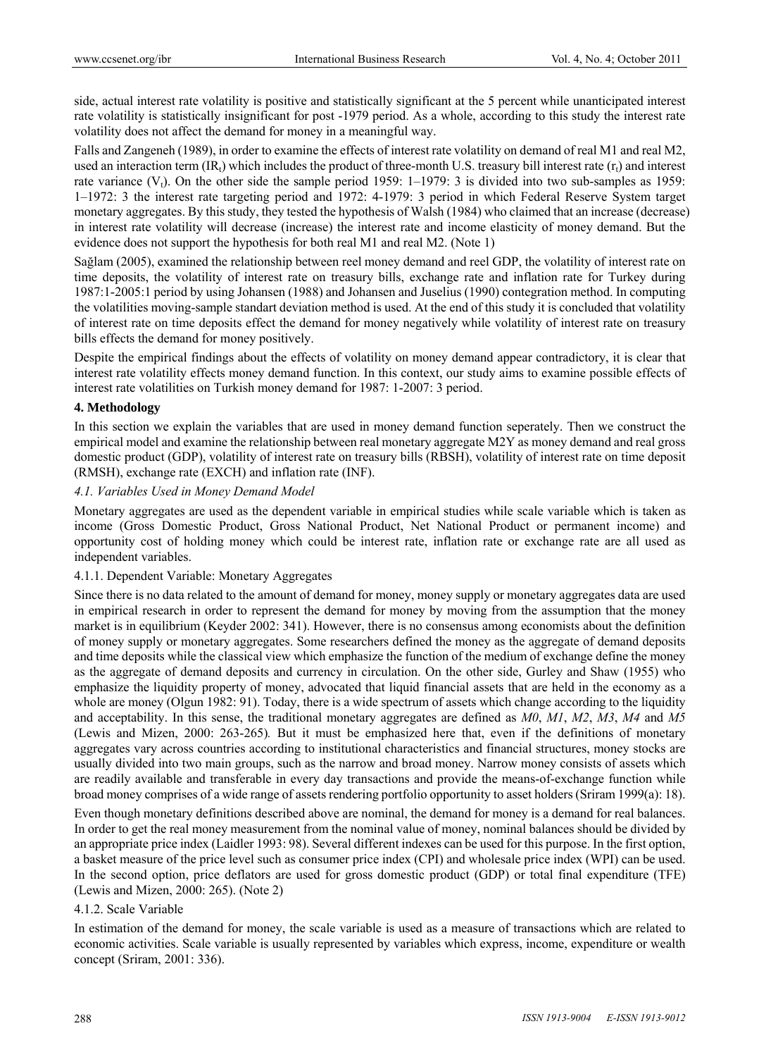side, actual interest rate volatility is positive and statistically significant at the 5 percent while unanticipated interest rate volatility is statistically insignificant for post -1979 period. As a whole, according to this study the interest rate volatility does not affect the demand for money in a meaningful way.

Falls and Zangeneh (1989), in order to examine the effects of interest rate volatility on demand of real M1 and real M2, used an interaction term ($IR_t$) which includes the product of three-month U.S. treasury bill interest rate ($r_t$) and interest rate variance ($V_t$). On the other side the sample period 1959: 1–1979: 3 is divided into two sub-samples as 1959: 1–1972: 3 the interest rate targeting period and 1972: 4-1979: 3 period in which Federal Reserve System target monetary aggregates. By this study, they tested the hypothesis of Walsh (1984) who claimed that an increase (decrease) in interest rate volatility will decrease (increase) the interest rate and income elasticity of money demand. But the evidence does not support the hypothesis for both real M1 and real M2. (Note 1)

Sağlam (2005), examined the relationship between reel money demand and reel GDP, the volatility of interest rate on time deposits, the volatility of interest rate on treasury bills, exchange rate and inflation rate for Turkey during 1987:1-2005:1 period by using Johansen (1988) and Johansen and Juselius (1990) contegration method. In computing the volatilities moving-sample standart deviation method is used. At the end of this study it is concluded that volatility of interest rate on time deposits effect the demand for money negatively while volatility of interest rate on treasury bills effects the demand for money positively.

Despite the empirical findings about the effects of volatility on money demand appear contradictory, it is clear that interest rate volatility effects money demand function. In this context, our study aims to examine possible effects of interest rate volatilities on Turkish money demand for 1987: 1-2007: 3 period.

## 4. Methodology

In this section we explain the variables that are used in money demand function seperately. Then we construct the empirical model and examine the relationship between real monetary aggregate M2Y as money demand and real gross domestic product (GDP), volatility of interest rate on treasury bills (RBSH), volatility of interest rate on time deposit (RMSH), exchange rate (EXCH) and inflation rate (INF).

### *4.1. Variables Used in Money Demand Model*

Monetary aggregates are used as the dependent variable in empirical studies while scale variable which is taken as income (Gross Domestic Product, Gross National Product, Net National Product or permanent income) and opportunity cost of holding money which could be interest rate, inflation rate or exchange rate are all used as independent variables.

#### 4.1.1. Dependent Variable: Monetary Aggregates

Since there is no data related to the amount of demand for money, money supply or monetary aggregates data are used in empirical research in order to represent the demand for money by moving from the assumption that the money market is in equilibrium (Keyder 2002: 341). However, there is no consensus among economists about the definition of money supply or monetary aggregates. Some researchers defined the money as the aggregate of demand deposits and time deposits while the classical view which emphasize the function of the medium of exchange define the money as the aggregate of demand deposits and currency in circulation. On the other side, Gurley and Shaw (1955) who emphasize the liquidity property of money, advocated that liquid financial assets that are held in the economy as a whole are money (Olgun 1982: 91). Today, there is a wide spectrum of assets which change according to the liquidity and acceptability. In this sense, the traditional monetary aggregates are defined as *M0*, *M1*, *M2*, *M3*, *M4* and *M5* (Lewis and Mizen, 2000: 263-265)*.* But it must be emphasized here that, even if the definitions of monetary aggregates vary across countries according to institutional characteristics and financial structures, money stocks are usually divided into two main groups, such as the narrow and broad money. Narrow money consists of assets which are readily available and transferable in every day transactions and provide the means-of-exchange function while broad money comprises of a wide range of assets rendering portfolio opportunity to asset holders (Sriram 1999(a): 18).

Even though monetary definitions described above are nominal, the demand for money is a demand for real balances. In order to get the real money measurement from the nominal value of money, nominal balances should be divided by an appropriate price index (Laidler 1993: 98). Several different indexes can be used for this purpose. In the first option, a basket measure of the price level such as consumer price index (CPI) and wholesale price index (WPI) can be used. In the second option, price deflators are used for gross domestic product (GDP) or total final expenditure (TFE) (Lewis and Mizen, 2000: 265). (Note 2)

#### 4.1.2. Scale Variable

In estimation of the demand for money, the scale variable is used as a measure of transactions which are related to economic activities. Scale variable is usually represented by variables which express, income, expenditure or wealth concept (Sriram, 2001: 336).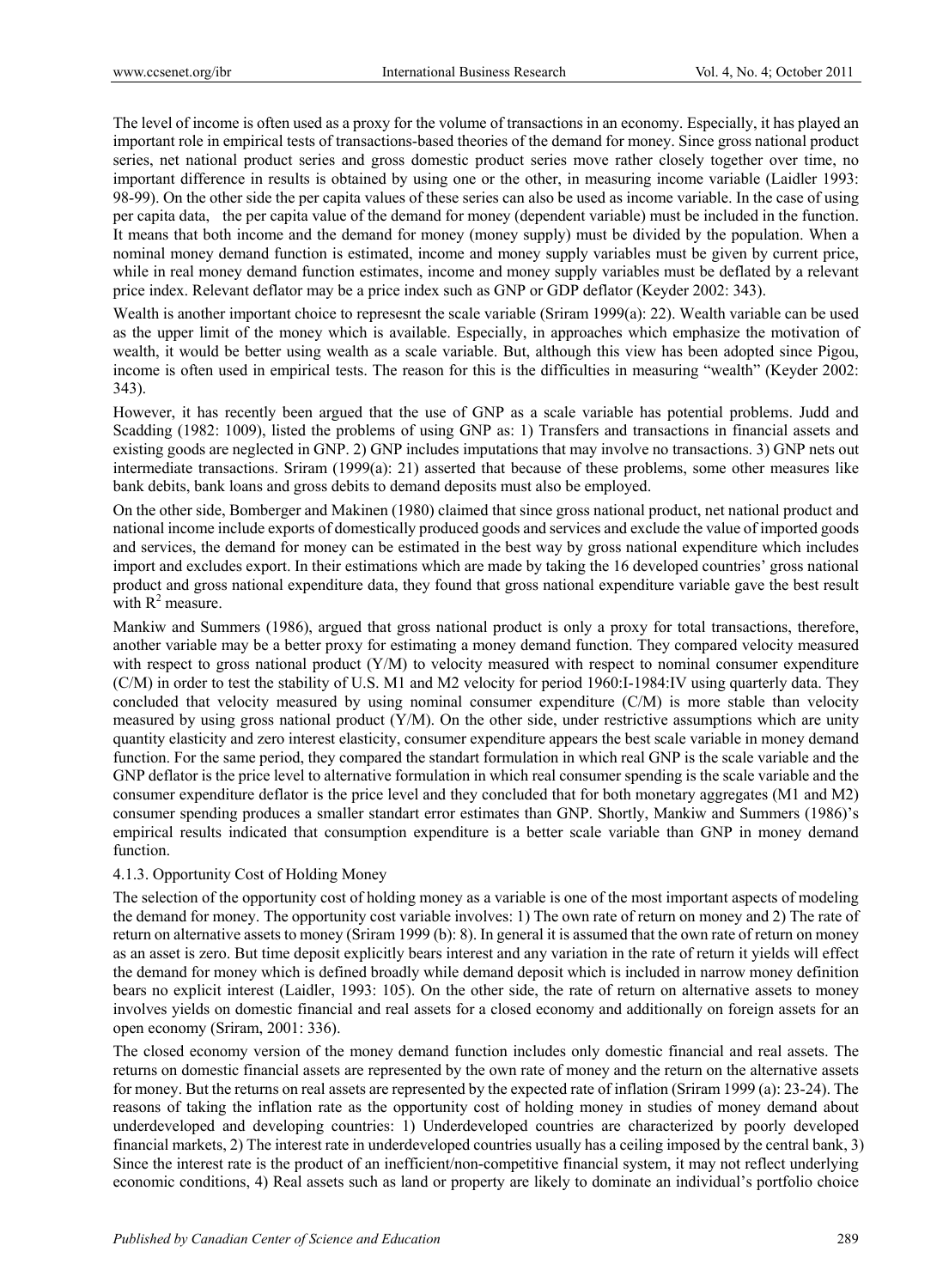The level of income is often used as a proxy for the volume of transactions in an economy. Especially, it has played an important role in empirical tests of transactions-based theories of the demand for money. Since gross national product series, net national product series and gross domestic product series move rather closely together over time, no important difference in results is obtained by using one or the other, in measuring income variable (Laidler 1993: 98-99). On the other side the per capita values of these series can also be used as income variable. In the case of using per capita data, the per capita value of the demand for money (dependent variable) must be included in the function. It means that both income and the demand for money (money supply) must be divided by the population. When a nominal money demand function is estimated, income and money supply variables must be given by current price, while in real money demand function estimates, income and money supply variables must be deflated by a relevant price index. Relevant deflator may be a price index such as GNP or GDP deflator (Keyder 2002: 343).

Wealth is another important choice to represesnt the scale variable (Sriram 1999(a): 22). Wealth variable can be used as the upper limit of the money which is available. Especially, in approaches which emphasize the motivation of wealth, it would be better using wealth as a scale variable. But, although this view has been adopted since Pigou, income is often used in empirical tests. The reason for this is the difficulties in measuring "wealth" (Keyder 2002: 343).

However, it has recently been argued that the use of GNP as a scale variable has potential problems. Judd and Scadding (1982: 1009), listed the problems of using GNP as: 1) Transfers and transactions in financial assets and existing goods are neglected in GNP. 2) GNP includes imputations that may involve no transactions. 3) GNP nets out intermediate transactions. Sriram (1999(a): 21) asserted that because of these problems, some other measures like bank debits, bank loans and gross debits to demand deposits must also be employed.

On the other side, Bomberger and Makinen (1980) claimed that since gross national product, net national product and national income include exports of domestically produced goods and services and exclude the value of imported goods and services, the demand for money can be estimated in the best way by gross national expenditure which includes import and excludes export. In their estimations which are made by taking the 16 developed countries' gross national product and gross national expenditure data, they found that gross national expenditure variable gave the best result with $R^2$ measure.

Mankiw and Summers (1986), argued that gross national product is only a proxy for total transactions, therefore, another variable may be a better proxy for estimating a money demand function. They compared velocity measured with respect to gross national product (Y/M) to velocity measured with respect to nominal consumer expenditure (C/M) in order to test the stability of U.S. M1 and M2 velocity for period 1960:I-1984:IV using quarterly data. They concluded that velocity measured by using nominal consumer expenditure (C/M) is more stable than velocity measured by using gross national product (Y/M). On the other side, under restrictive assumptions which are unity quantity elasticity and zero interest elasticity, consumer expenditure appears the best scale variable in money demand function. For the same period, they compared the standart formulation in which real GNP is the scale variable and the GNP deflator is the price level to alternative formulation in which real consumer spending is the scale variable and the consumer expenditure deflator is the price level and they concluded that for both monetary aggregates (M1 and M2) consumer spending produces a smaller standart error estimates than GNP. Shortly, Mankiw and Summers (1986)'s empirical results indicated that consumption expenditure is a better scale variable than GNP in money demand function.

#### 4.1.3. Opportunity Cost of Holding Money

The selection of the opportunity cost of holding money as a variable is one of the most important aspects of modeling the demand for money. The opportunity cost variable involves: 1) The own rate of return on money and 2) The rate of return on alternative assets to money (Sriram 1999 (b): 8). In general it is assumed that the own rate of return on money as an asset is zero. But time deposit explicitly bears interest and any variation in the rate of return it yields will effect the demand for money which is defined broadly while demand deposit which is included in narrow money definition bears no explicit interest (Laidler, 1993: 105). On the other side, the rate of return on alternative assets to money involves yields on domestic financial and real assets for a closed economy and additionally on foreign assets for an open economy (Sriram, 2001: 336).

The closed economy version of the money demand function includes only domestic financial and real assets. The returns on domestic financial assets are represented by the own rate of money and the return on the alternative assets for money. But the returns on real assets are represented by the expected rate of inflation (Sriram 1999 (a): 23-24). The reasons of taking the inflation rate as the opportunity cost of holding money in studies of money demand about underdeveloped and developing countries: 1) Underdeveloped countries are characterized by poorly developed financial markets, 2) The interest rate in underdeveloped countries usually has a ceiling imposed by the central bank, 3) Since the interest rate is the product of an inefficient/non-competitive financial system, it may not reflect underlying economic conditions, 4) Real assets such as land or property are likely to dominate an individual's portfolio choice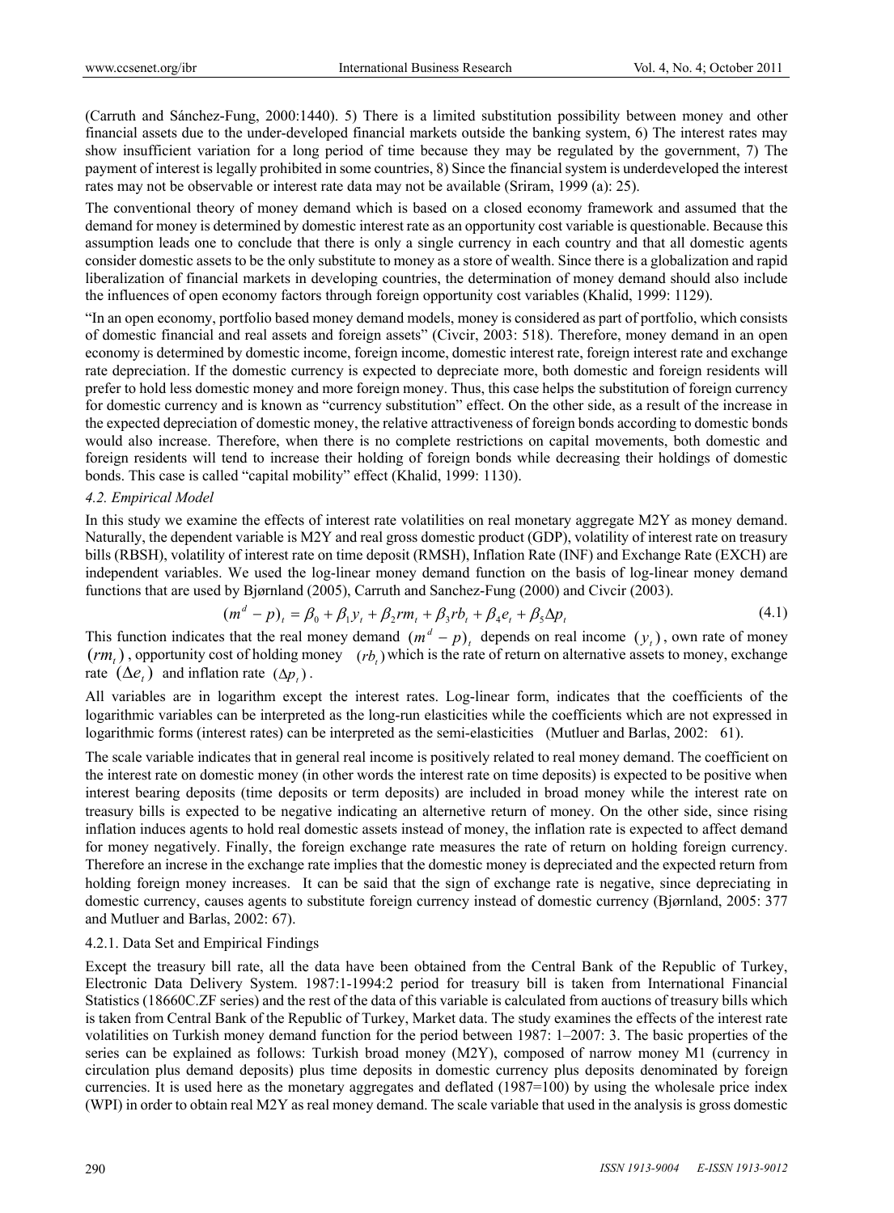(Carruth and Sánchez-Fung, 2000:1440). 5) There is a limited substitution possibility between money and other financial assets due to the under-developed financial markets outside the banking system, 6) The interest rates may show insufficient variation for a long period of time because they may be regulated by the government, 7) The payment of interest is legally prohibited in some countries, 8) Since the financial system is underdeveloped the interest rates may not be observable or interest rate data may not be available (Sriram, 1999 (a): 25).

The conventional theory of money demand which is based on a closed economy framework and assumed that the demand for money is determined by domestic interest rate as an opportunity cost variable is questionable. Because this assumption leads one to conclude that there is only a single currency in each country and that all domestic agents consider domestic assets to be the only substitute to money as a store of wealth. Since there is a globalization and rapid liberalization of financial markets in developing countries, the determination of money demand should also include the influences of open economy factors through foreign opportunity cost variables (Khalid, 1999: 1129).

"In an open economy, portfolio based money demand models, money is considered as part of portfolio, which consists of domestic financial and real assets and foreign assets" (Civcir, 2003: 518). Therefore, money demand in an open economy is determined by domestic income, foreign income, domestic interest rate, foreign interest rate and exchange rate depreciation. If the domestic currency is expected to depreciate more, both domestic and foreign residents will prefer to hold less domestic money and more foreign money. Thus, this case helps the substitution of foreign currency for domestic currency and is known as "currency substitution" effect. On the other side, as a result of the increase in the expected depreciation of domestic money, the relative attractiveness of foreign bonds according to domestic bonds would also increase. Therefore, when there is no complete restrictions on capital movements, both domestic and foreign residents will tend to increase their holding of foreign bonds while decreasing their holdings of domestic bonds. This case is called "capital mobility" effect (Khalid, 1999: 1130).

### *4.2. Empirical Model*

In this study we examine the effects of interest rate volatilities on real monetary aggregate M2Y as money demand. Naturally, the dependent variable is M2Y and real gross domestic product (GDP), volatility of interest rate on treasury bills (RBSH), volatility of interest rate on time deposit (RMSH), Inflation Rate (INF) and Exchange Rate (EXCH) are independent variables. We used the log-linear money demand function on the basis of log-linear money demand functions that are used by Bjørnland (2005), Carruth and Sanchez-Fung (2000) and Civcir (2003).

$$(m^d - p)_t = \beta_0 + \beta_1 y_t + \beta_2 rm_t + \beta_3 rb_t + \beta_4 e_t + \beta_5 \Delta p_t \tag{4.1}$$

This function indicates that the real money demand $(m^d - p)_t$ depends on real income $(y_t)$, own rate of money $(rm_t)$, opportunity cost of holding money $(rb_t)$ which is the rate of return on alternative assets to money, exchange rate $(\Delta e_t)$ and inflation rate $(\Delta p_t)$.

All variables are in logarithm except the interest rates. Log-linear form, indicates that the coefficients of the logarithmic variables can be interpreted as the long-run elasticities while the coefficients which are not expressed in logarithmic forms (interest rates) can be interpreted as the semi-elasticities (Mutluer and Barlas, 2002: 61).

The scale variable indicates that in general real income is positively related to real money demand. The coefficient on the interest rate on domestic money (in other words the interest rate on time deposits) is expected to be positive when interest bearing deposits (time deposits or term deposits) are included in broad money while the interest rate on treasury bills is expected to be negative indicating an alternetive return of money. On the other side, since rising inflation induces agents to hold real domestic assets instead of money, the inflation rate is expected to affect demand for money negatively. Finally, the foreign exchange rate measures the rate of return on holding foreign currency. Therefore an increse in the exchange rate implies that the domestic money is depreciated and the expected return from holding foreign money increases. It can be said that the sign of exchange rate is negative, since depreciating in domestic currency, causes agents to substitute foreign currency instead of domestic currency (Bjørnland, 2005: 377 and Mutluer and Barlas, 2002: 67).

#### 4.2.1. Data Set and Empirical Findings

Except the treasury bill rate, all the data have been obtained from the Central Bank of the Republic of Turkey, Electronic Data Delivery System. 1987:1-1994:2 period for treasury bill is taken from International Financial Statistics (18660C.ZF series) and the rest of the data of this variable is calculated from auctions of treasury bills which is taken from Central Bank of the Republic of Turkey, Market data. The study examines the effects of the interest rate volatilities on Turkish money demand function for the period between 1987: 1–2007: 3. The basic properties of the series can be explained as follows: Turkish broad money (M2Y), composed of narrow money M1 (currency in circulation plus demand deposits) plus time deposits in domestic currency plus deposits denominated by foreign currencies. It is used here as the monetary aggregates and deflated (1987=100) by using the wholesale price index (WPI) in order to obtain real M2Y as real money demand. The scale variable that used in the analysis is gross domestic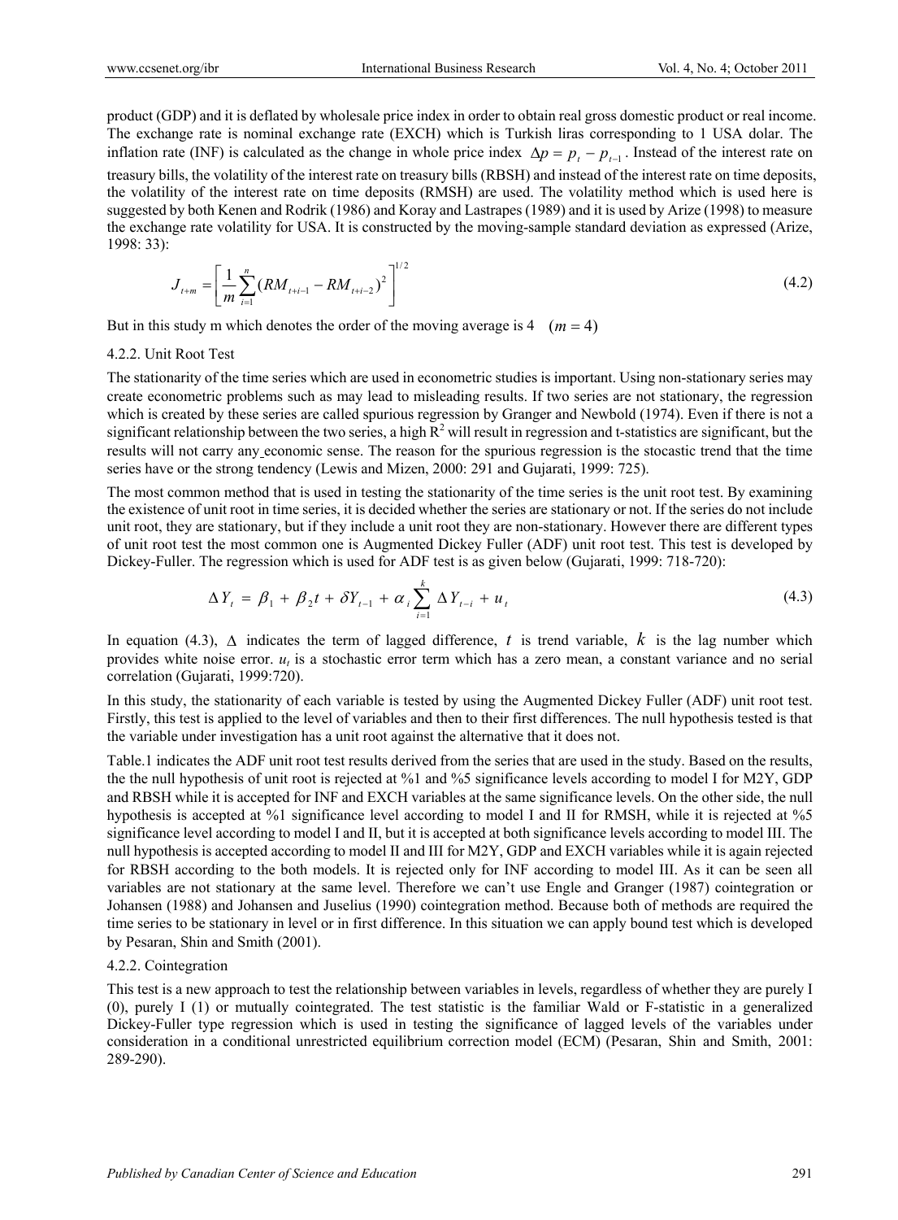product (GDP) and it is deflated by wholesale price index in order to obtain real gross domestic product or real income. The exchange rate is nominal exchange rate (EXCH) which is Turkish liras corresponding to 1 USA dolar. The inflation rate (INF) is calculated as the change in whole price index $\Delta p = p_t - p_{t-1}$. Instead of the interest rate on treasury bills, the volatility of the interest rate on treasury bills (RBSH) and instead of the interest rate on time deposits, the volatility of the interest rate on time deposits (RMSH) are used. The volatility method which is used here is suggested by both Kenen and Rodrik (1986) and Koray and Lastrapes (1989) and it is used by Arize (1998) to measure the exchange rate volatility for USA. It is constructed by the moving-sample standard deviation as expressed (Arize, 1998: 33):

$$J_{t+m} = \left[ \frac{1}{m} \sum_{i=1}^{n} (RM_{t+i-1} - RM_{t+i-2})^2 \right]^{1/2} \tag{4.2}$$

But in this study m which denotes the order of the moving average is 4 $(m = 4)$

### 4.2.2. Unit Root Test

The stationarity of the time series which are used in econometric studies is important. Using non-stationary series may create econometric problems such as may lead to misleading results. If two series are not stationary, the regression which is created by these series are called spurious regression by Granger and Newbold (1974). Even if there is not a significant relationship between the two series, a high $R^2$ will result in regression and t-statistics are significant, but the results will not carry any economic sense. The reason for the spurious regression is the stocastic trend that the time series have or the strong tendency (Lewis and Mizen, 2000: 291 and Gujarati, 1999: 725).

The most common method that is used in testing the stationarity of the time series is the unit root test. By examining the existence of unit root in time series, it is decided whether the series are stationary or not. If the series do not include unit root, they are stationary, but if they include a unit root they are non-stationary. However there are different types of unit root test the most common one is Augmented Dickey Fuller (ADF) unit root test. This test is developed by Dickey-Fuller. The regression which is used for ADF test is as given below (Gujarati, 1999: 718-720):

$$\Delta Y_t = \beta_1 + \beta_2 t + \delta Y_{t-1} + \alpha_i \sum_{i=1}^{k} \Delta Y_{t-i} + u_t \tag{4.3}$$

In equation (4.3), $\Delta$ indicates the term of lagged difference, $t$ is trend variable, $k$ is the lag number which provides white noise error. $u_t$ is a stochastic error term which has a zero mean, a constant variance and no serial correlation (Gujarati, 1999:720).

In this study, the stationarity of each variable is tested by using the Augmented Dickey Fuller (ADF) unit root test. Firstly, this test is applied to the level of variables and then to their first differences. The null hypothesis tested is that the variable under investigation has a unit root against the alternative that it does not.

Table.1 indicates the ADF unit root test results derived from the series that are used in the study. Based on the results, the the null hypothesis of unit root is rejected at %1 and %5 significance levels according to model I for M2Y, GDP and RBSH while it is accepted for INF and EXCH variables at the same significance levels. On the other side, the null hypothesis is accepted at %1 significance level according to model I and II for RMSH, while it is rejected at %5 significance level according to model I and II, but it is accepted at both significance levels according to model III. The null hypothesis is accepted according to model II and III for M2Y, GDP and EXCH variables while it is again rejected for RBSH according to the both models. It is rejected only for INF according to model III. As it can be seen all variables are not stationary at the same level. Therefore we can't use Engle and Granger (1987) cointegration or Johansen (1988) and Johansen and Juselius (1990) cointegration method. Because both of methods are required the time series to be stationary in level or in first difference. In this situation we can apply bound test which is developed by Pesaran, Shin and Smith (2001).

### 4.2.2. Cointegration

This test is a new approach to test the relationship between variables in levels, regardless of whether they are purely I (0), purely I (1) or mutually cointegrated. The test statistic is the familiar Wald or F-statistic in a generalized Dickey-Fuller type regression which is used in testing the significance of lagged levels of the variables under consideration in a conditional unrestricted equilibrium correction model (ECM) (Pesaran, Shin and Smith, 2001: 289-290).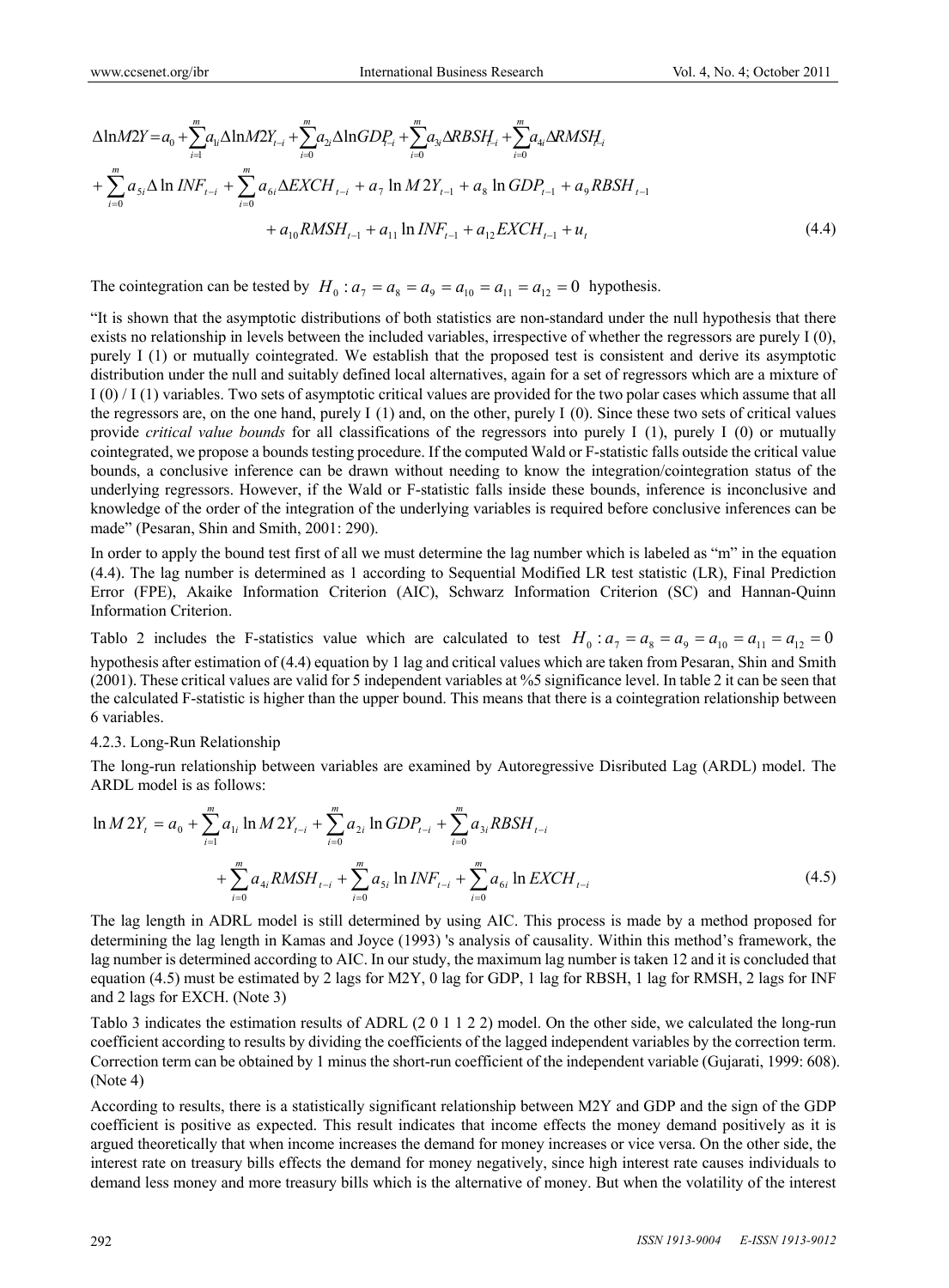$$\Delta \ln M2Y = a_0 + \sum_{i=1}^{m} a_{1i} \Delta \ln M2Y_{t-i} + \sum_{i=0}^{m} a_{2i} \Delta \ln GDP_{t-i} + \sum_{i=0}^{m} a_{3i} \Delta RBSH_{t-i} + \sum_{i=0}^{m} a_{4i} \Delta RMSH_{t-i}$$
$$+ \sum_{i=0}^{m} a_{5i} \Delta \ln INF_{t-i} + \sum_{i=0}^{m} a_{6i} \Delta EXCH_{t-i} + a_7 \ln M2Y_{t-1} + a_8 \ln GDP_{t-1} + a_9 RBSH_{t-1}$$
$$+ a_{10} RMSH_{t-1} + a_{11} \ln INF_{t-1} + a_{12} EXCH_{t-1} + u_t \tag{4.4}$$

The cointegration can be tested by $H_0 : a_7 = a_8 = a_9 = a_{10} = a_{11} = a_{12} = 0$ hypothesis.

"It is shown that the asymptotic distributions of both statistics are non-standard under the null hypothesis that there exists no relationship in levels between the included variables, irrespective of whether the regressors are purely I (0), purely I (1) or mutually cointegrated. We establish that the proposed test is consistent and derive its asymptotic distribution under the null and suitably defined local alternatives, again for a set of regressors which are a mixture of I (0) / I (1) variables. Two sets of asymptotic critical values are provided for the two polar cases which assume that all the regressors are, on the one hand, purely I (1) and, on the other, purely I (0). Since these two sets of critical values provide *critical value bounds* for all classifications of the regressors into purely I (1), purely I (0) or mutually cointegrated, we propose a bounds testing procedure. If the computed Wald or F-statistic falls outside the critical value bounds, a conclusive inference can be drawn without needing to know the integration/cointegration status of the underlying regressors. However, if the Wald or F-statistic falls inside these bounds, inference is inconclusive and knowledge of the order of the integration of the underlying variables is required before conclusive inferences can be made" (Pesaran, Shin and Smith, 2001: 290).

In order to apply the bound test first of all we must determine the lag number which is labeled as "m" in the equation (4.4). The lag number is determined as 1 according to Sequential Modified LR test statistic (LR), Final Prediction Error (FPE), Akaike Information Criterion (AIC), Schwarz Information Criterion (SC) and Hannan-Quinn Information Criterion.

Tablo 2 includes the F-statistics value which are calculated to test $H_0 : a_7 = a_8 = a_9 = a_{10} = a_{11} = a_{12} = 0$ hypothesis after estimation of (4.4) equation by 1 lag and critical values which are taken from Pesaran, Shin and Smith (2001). These critical values are valid for 5 independent variables at %5 significance level. In table 2 it can be seen that the calculated F-statistic is higher than the upper bound. This means that there is a cointegration relationship between 6 variables.

### 4.2.3. Long-Run Relationship

The long-run relationship between variables are examined by Autoregressive Disributed Lag (ARDL) model. The ARDL model is as follows:

$$\ln M2Y_t = a_0 + \sum_{i=1}^{m} a_{1i} \ln M2Y_{t-i} + \sum_{i=0}^{m} a_{2i} \ln GDP_{t-i} + \sum_{i=0}^{m} a_{3i} RBSH_{t-i}$$
$$+ \sum_{i=0}^{m} a_{4i} RMSH_{t-i} + \sum_{i=0}^{m} a_{5i} \ln INF_{t-i} + \sum_{i=0}^{m} a_{6i} \ln EXCH_{t-i} \tag{4.5}$$

The lag length in ADRL model is still determined by using AIC. This process is made by a method proposed for determining the lag length in Kamas and Joyce (1993) 's analysis of causality. Within this method's framework, the lag number is determined according to AIC. In our study, the maximum lag number is taken 12 and it is concluded that equation (4.5) must be estimated by 2 lags for M2Y, 0 lag for GDP, 1 lag for RBSH, 1 lag for RMSH, 2 lags for INF and 2 lags for EXCH. (Note 3)

Tablo 3 indicates the estimation results of ADRL (2 0 1 1 2 2) model. On the other side, we calculated the long-run coefficient according to results by dividing the coefficients of the lagged independent variables by the correction term. Correction term can be obtained by 1 minus the short-run coefficient of the independent variable (Gujarati, 1999: 608). (Note 4)

According to results, there is a statistically significant relationship between M2Y and GDP and the sign of the GDP coefficient is positive as expected. This result indicates that income effects the money demand positively as it is argued theoretically that when income increases the demand for money increases or vice versa. On the other side, the interest rate on treasury bills effects the demand for money negatively, since high interest rate causes individuals to demand less money and more treasury bills which is the alternative of money. But when the volatility of the interest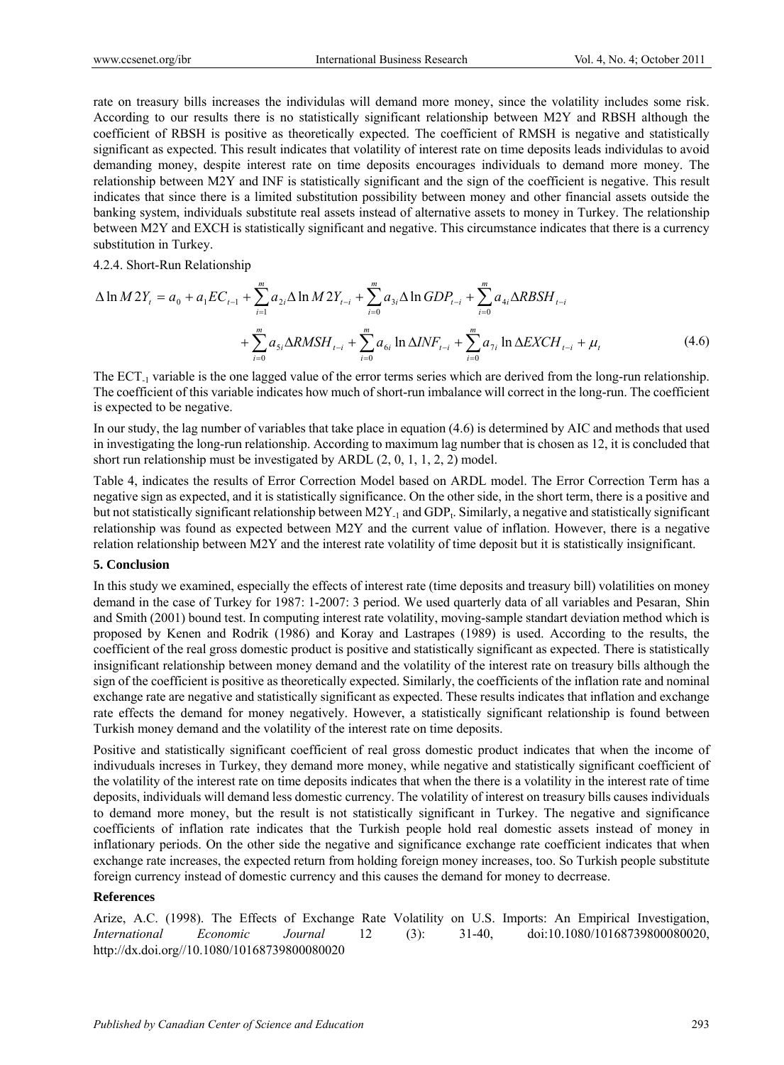rate on treasury bills increases the individulas will demand more money, since the volatility includes some risk. According to our results there is no statistically significant relationship between M2Y and RBSH although the coefficient of RBSH is positive as theoretically expected. The coefficient of RMSH is negative and statistically significant as expected. This result indicates that volatility of interest rate on time deposits leads individulas to avoid demanding money, despite interest rate on time deposits encourages individuals to demand more money. The relationship between M2Y and INF is statistically significant and the sign of the coefficient is negative. This result indicates that since there is a limited substitution possibility between money and other financial assets outside the banking system, individuals substitute real assets instead of alternative assets to money in Turkey. The relationship between M2Y and EXCH is statistically significant and negative. This circumstance indicates that there is a currency substitution in Turkey.

4.2.4. Short-Run Relationship

$$\Delta \ln M2Y_t = a_0 + a_1 EC_{t-1} + \sum_{i=1}^{m} a_{2i} \Delta \ln M2Y_{t-i} + \sum_{i=0}^{m} a_{3i} \Delta \ln GDP_{t-i} + \sum_{i=0}^{m} a_{4i} \Delta RBSH_{t-i} + \sum_{i=0}^{m} a_{5i} \Delta RMSH_{t-i} + \sum_{i=0}^{m} a_{6i} \ln \Delta INF_{t-i} + \sum_{i=0}^{m} a_{7i} \ln \Delta EXCH_{t-i} + \mu_t \tag{4.6}$$

The $ECT_{-1}$ variable is the one lagged value of the error terms series which are derived from the long-run relationship. The coefficient of this variable indicates how much of short-run imbalance will correct in the long-run. The coefficient is expected to be negative.

In our study, the lag number of variables that take place in equation (4.6) is determined by AIC and methods that used in investigating the long-run relationship. According to maximum lag number that is chosen as 12, it is concluded that short run relationship must be investigated by ARDL (2, 0, 1, 1, 2, 2) model.

Table 4, indicates the results of Error Correction Model based on ARDL model. The Error Correction Term has a negative sign as expected, and it is statistically significance. On the other side, in the short term, there is a positive and but not statistically significant relationship between $M2Y_{-1}$ and $GDP_t$. Similarly, a negative and statistically significant relationship was found as expected between M2Y and the current value of inflation. However, there is a negative relation relationship between M2Y and the interest rate volatility of time deposit but it is statistically insignificant.

## 5. Conclusion

In this study we examined, especially the effects of interest rate (time deposits and treasury bill) volatilities on money demand in the case of Turkey for 1987: 1-2007: 3 period. We used quarterly data of all variables and Pesaran, Shin and Smith (2001) bound test. In computing interest rate volatility, moving-sample standart deviation method which is proposed by Kenen and Rodrik (1986) and Koray and Lastrapes (1989) is used. According to the results, the coefficient of the real gross domestic product is positive and statistically significant as expected. There is statistically insignificant relationship between money demand and the volatility of the interest rate on treasury bills although the sign of the coefficient is positive as theoretically expected. Similarly, the coefficients of the inflation rate and nominal exchange rate are negative and statistically significant as expected. These results indicates that inflation and exchange rate effects the demand for money negatively. However, a statistically significant relationship is found between Turkish money demand and the volatility of the interest rate on time deposits.

Positive and statistically significant coefficient of real gross domestic product indicates that when the income of indivuduals increses in Turkey, they demand more money, while negative and statistically significant coefficient of the volatility of the interest rate on time deposits indicates that when the there is a volatility in the interest rate of time deposits, individuals will demand less domestic currency. The volatility of interest on treasury bills causes individuals to demand more money, but the result is not statistically significant in Turkey. The negative and significance coefficients of inflation rate indicates that the Turkish people hold real domestic assets instead of money in inflationary periods. On the other side the negative and significance exchange rate coefficient indicates that when exchange rate increases, the expected return from holding foreign money increases, too. So Turkish people substitute foreign currency instead of domestic currency and this causes the demand for money to decrrease.

## References

Arize, A.C. (1998). The Effects of Exchange Rate Volatility on U.S. Imports: An Empirical Investigation, *International Economic Journal* 12 (3): 31-40, doi:10.1080/10168739800080020, http://dx.doi.org//10.1080/10168739800080020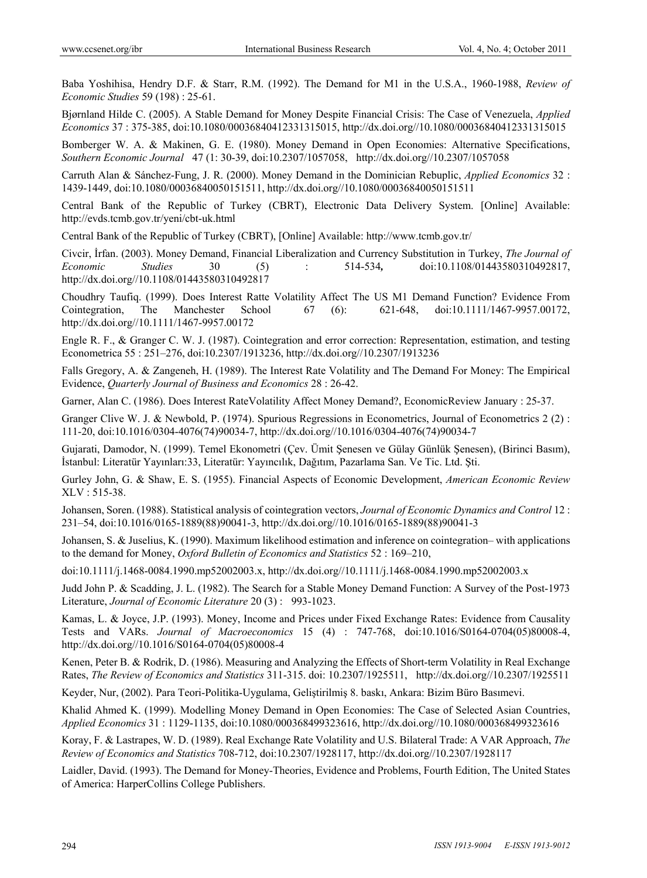Baba Yoshihisa, Hendry D.F. & Starr, R.M. (1992). The Demand for M1 in the U.S.A., 1960-1988, *Review of Economic Studies* 59 (198) : 25-61.

Bjørnland Hilde C. (2005). A Stable Demand for Money Despite Financial Crisis: The Case of Venezuela, *Applied Economics* 37 : 375-385, doi:10.1080/00036840412331315015, http://dx.doi.org//10.1080/00036840412331315015

Bomberger W. A. & Makinen, G. E. (1980). Money Demand in Open Economies: Alternative Specifications, *Southern Economic Journal* 47 (1: 30-39, doi:10.2307/1057058, http://dx.doi.org//10.2307/1057058

Carruth Alan & Sánchez-Fung, J. R. (2000). Money Demand in the Dominician Rebuplic, *Applied Economics* 32 : 1439-1449, doi:10.1080/00036840050151511, http://dx.doi.org//10.1080/00036840050151511

Central Bank of the Republic of Turkey (CBRT), Electronic Data Delivery System. [Online] Available: http://evds.tcmb.gov.tr/yeni/cbt-uk.html

Central Bank of the Republic of Turkey (CBRT), [Online] Available: http://www.tcmb.gov.tr/

Civcir, İrfan. (2003). Money Demand, Financial Liberalization and Currency Substitution in Turkey, *The Journal of Economic Studies* 30 (5) : 514-534**,** doi:10.1108/01443580310492817, http://dx.doi.org//10.1108/01443580310492817

Choudhry Taufiq. (1999). Does Interest Ratte Volatility Affect The US M1 Demand Function? Evidence From Cointegration, The Manchester School 67 (6): 621-648, doi:10.1111/1467-9957.00172, http://dx.doi.org//10.1111/1467-9957.00172

Engle R. F., & Granger C. W. J. (1987). Cointegration and error correction: Representation, estimation, and testing Econometrica 55 : 251–276, doi:10.2307/1913236, http://dx.doi.org//10.2307/1913236

Falls Gregory, A. & Zangeneh, H. (1989). The Interest Rate Volatility and The Demand For Money: The Empirical Evidence, *Quarterly Journal of Business and Economics* 28 : 26-42.

Garner, Alan C. (1986). Does Interest RateVolatility Affect Money Demand?, EconomicReview January : 25-37.

Granger Clive W. J. & Newbold, P. (1974). Spurious Regressions in Econometrics, Journal of Econometrics 2 (2) : 111-20, doi:10.1016/0304-4076(74)90034-7, http://dx.doi.org//10.1016/0304-4076(74)90034-7

Gujarati, Damodor, N. (1999). Temel Ekonometri (Çev. Ümit Şenesen ve Gülay Günlük Şenesen), (Birinci Basım), İstanbul: Literatür Yayınları:33, Literatür: Yayıncılık, Dağıtım, Pazarlama San. Ve Tic. Ltd. Şti.

Gurley John, G. & Shaw, E. S. (1955). Financial Aspects of Economic Development, *American Economic Review* XLV : 515-38.

Johansen, Soren. (1988). Statistical analysis of cointegration vectors, *Journal of Economic Dynamics and Control* 12 : 231–54, doi:10.1016/0165-1889(88)90041-3, http://dx.doi.org//10.1016/0165-1889(88)90041-3

Johansen, S. & Juselius, K. (1990). Maximum likelihood estimation and inference on cointegration– with applications to the demand for Money, *Oxford Bulletin of Economics and Statistics* 52 : 169–210,

doi:10.1111/j.1468-0084.1990.mp52002003.x, http://dx.doi.org//10.1111/j.1468-0084.1990.mp52002003.x

Judd John P. & Scadding, J. L. (1982). The Search for a Stable Money Demand Function: A Survey of the Post-1973 Literature, *Journal of Economic Literature* 20 (3) : 993-1023.

Kamas, L. & Joyce, J.P. (1993). Money, Income and Prices under Fixed Exchange Rates: Evidence from Causality Tests and VARs. *Journal of Macroeconomics* 15 (4) : 747-768, doi:10.1016/S0164-0704(05)80008-4, http://dx.doi.org//10.1016/S0164-0704(05)80008-4

Kenen, Peter B. & Rodrik, D. (1986). Measuring and Analyzing the Effects of Short-term Volatility in Real Exchange Rates, *The Review of Economics and Statistics* 311-315. doi: 10.2307/1925511, http://dx.doi.org//10.2307/1925511

Keyder, Nur, (2002). Para Teori-Politika-Uygulama, Geliştirilmiş 8. baskı, Ankara: Bizim Büro Basımevi.

Khalid Ahmed K. (1999). Modelling Money Demand in Open Economies: The Case of Selected Asian Countries, *Applied Economics* 31 : 1129-1135, doi:10.1080/000368499323616, http://dx.doi.org//10.1080/000368499323616

Koray, F. & Lastrapes, W. D. (1989). Real Exchange Rate Volatility and U.S. Bilateral Trade: A VAR Approach, *The Review of Economics and Statistics* 708-712, doi:10.2307/1928117, http://dx.doi.org//10.2307/1928117

Laidler, David. (1993). The Demand for Money-Theories, Evidence and Problems, Fourth Edition, The United States of America: HarperCollins College Publishers.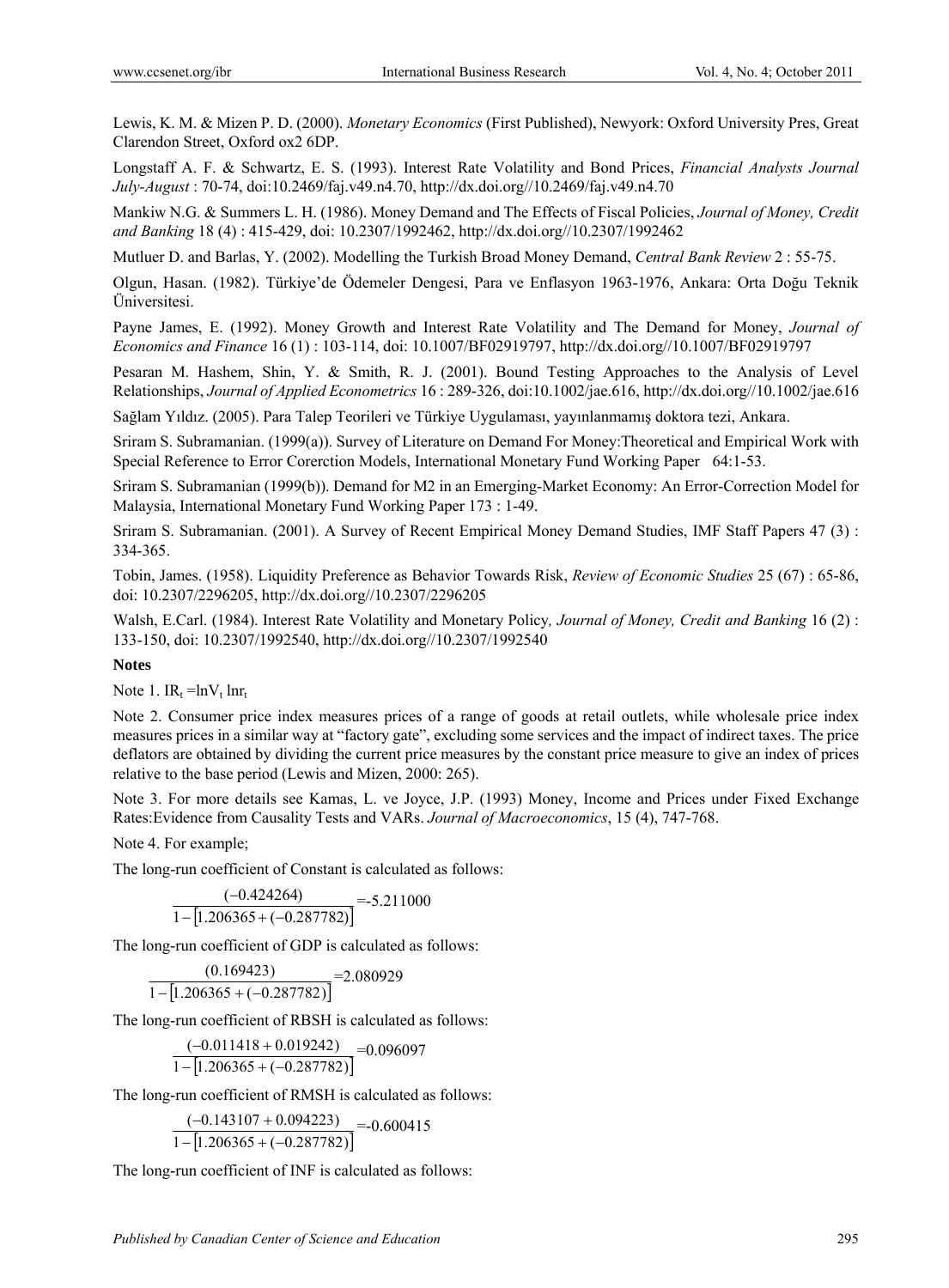Lewis, K. M. & Mizen P. D. (2000). *Monetary Economics* (First Published), Newyork: Oxford University Pres, Great Clarendon Street, Oxford ox2 6DP.

Longstaff A. F. & Schwartz, E. S. (1993). Interest Rate Volatility and Bond Prices, *Financial Analysts Journal July-August* : 70-74, doi:10.2469/faj.v49.n4.70, http://dx.doi.org//10.2469/faj.v49.n4.70

Mankiw N.G. & Summers L. H. (1986). Money Demand and The Effects of Fiscal Policies, *Journal of Money, Credit and Banking* 18 (4) : 415-429, doi: 10.2307/1992462, http://dx.doi.org//10.2307/1992462

Mutluer D. and Barlas, Y. (2002). Modelling the Turkish Broad Money Demand, *Central Bank Review* 2 : 55-75.

Olgun, Hasan. (1982). Türkiye'de Ödemeler Dengesi, Para ve Enflasyon 1963-1976, Ankara: Orta Doğu Teknik Üniversitesi.

Payne James, E. (1992). Money Growth and Interest Rate Volatility and The Demand for Money, *Journal of Economics and Finance* 16 (1) : 103-114, doi: 10.1007/BF02919797, http://dx.doi.org//10.1007/BF02919797

Pesaran M. Hashem, Shin, Y. & Smith, R. J. (2001). Bound Testing Approaches to the Analysis of Level Relationships, *Journal of Applied Econometrics* 16 : 289-326, doi:10.1002/jae.616, http://dx.doi.org//10.1002/jae.616

Sağlam Yıldız. (2005). Para Talep Teorileri ve Türkiye Uygulaması, yayınlanmamış doktora tezi, Ankara.

Sriram S. Subramanian. (1999(a)). Survey of Literature on Demand For Money:Theoretical and Empirical Work with Special Reference to Error Corerction Models, International Monetary Fund Working Paper 64:1-53.

Sriram S. Subramanian (1999(b)). Demand for M2 in an Emerging-Market Economy: An Error-Correction Model for Malaysia, International Monetary Fund Working Paper 173 : 1-49.

Sriram S. Subramanian. (2001). A Survey of Recent Empirical Money Demand Studies, IMF Staff Papers 47 (3) : 334-365.

Tobin, James. (1958). Liquidity Preference as Behavior Towards Risk, *Review of Economic Studies* 25 (67) : 65-86, doi: 10.2307/2296205, http://dx.doi.org//10.2307/2296205

Walsh, E.Carl. (1984). Interest Rate Volatility and Monetary Policy*, Journal of Money, Credit and Banking* 16 (2) : 133-150, doi: 10.2307/1992540, http://dx.doi.org//10.2307/1992540

**Notes**

Note 1. $IR_t = \ln V_t \ln r_t$

Note 2. Consumer price index measures prices of a range of goods at retail outlets, while wholesale price index measures prices in a similar way at "factory gate", excluding some services and the impact of indirect taxes. The price deflators are obtained by dividing the current price measures by the constant price measure to give an index of prices relative to the base period (Lewis and Mizen, 2000: 265).

Note 3. For more details see Kamas, L. ve Joyce, J.P. (1993) Money, Income and Prices under Fixed Exchange Rates:Evidence from Causality Tests and VARs. *Journal of Macroeconomics*, 15 (4), 747-768.

Note 4. For example;

The long-run coefficient of Constant is calculated as follows:

$$\frac{(-0.424264)}{1-\left[1.206365+(-0.287782)\right]} = -5.211000$$

The long-run coefficient of GDP is calculated as follows:

$$\frac{(0.169423)}{1-\left[1.206365+(-0.287782)\right]} = 2.080929$$

The long-run coefficient of RBSH is calculated as follows:

$$\frac{(-0.011418+0.019242)}{1-\left[1.206365+(-0.287782)\right]} = 0.096097$$

The long-run coefficient of RMSH is calculated as follows:

$$\frac{(-0.143107+0.094223)}{1-\left[1.206365+(-0.287782)\right]} = -0.600415$$

The long-run coefficient of INF is calculated as follows: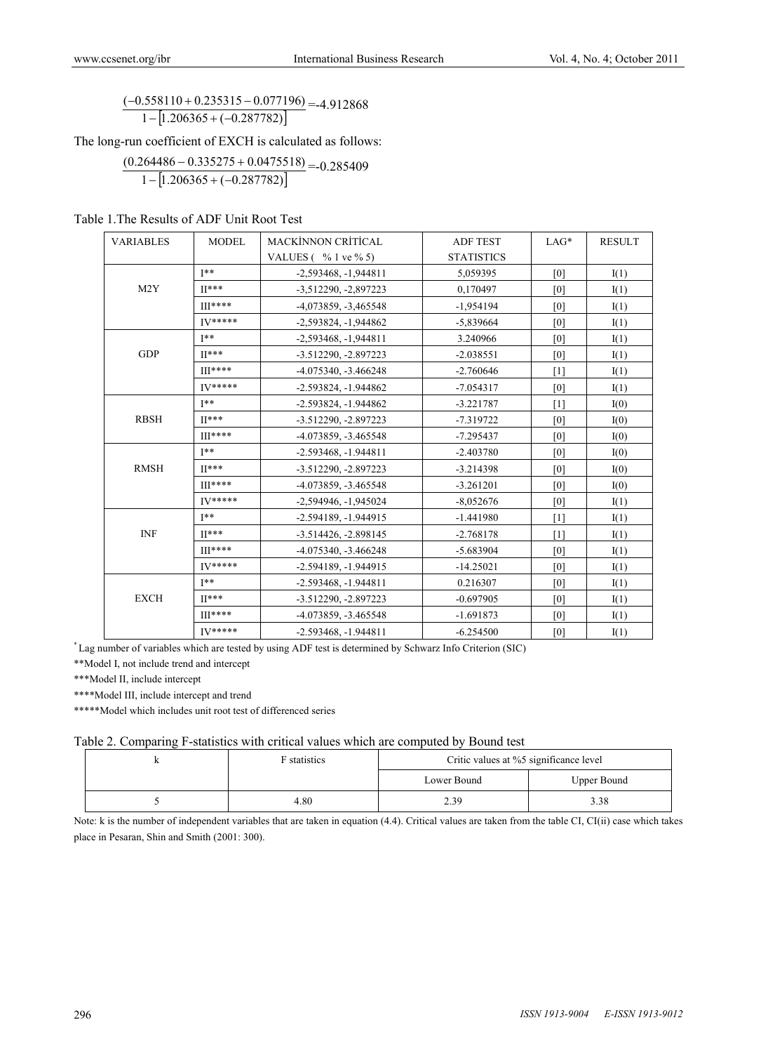$$\frac{(-0.558110 + 0.235315 - 0.077196)}{1 - [1.206365 + (-0.287782)]} = -4.912868$$

The long-run coefficient of EXCH is calculated as follows:

$$\frac{(0.264486 - 0.335275 + 0.0475518)}{1 - [1.206365 + (-0.287782)]} = -0.285409$$

Table 1.The Results of ADF Unit Root Test

| VARIABLES | MODEL | MACKİNNON CRİTİCAL VALUES ( % 1 ve % 5) | ADF TEST STATISTICS | LAG* | RESULT |
|---|---|---|---|---|---|
| M2Y | I** | -2,593468, -1,944811 | 5,059395 | [0] | I(1) |
| | II*** | -3,512290, -2,897223 | 0,170497 | [0] | I(1) |
| | III**** | -4,073859, -3,465548 | -1,954194 | [0] | I(1) |
| | IV***** | -2,593824, -1,944862 | -5,839664 | [0] | I(1) |
| GDP | I** | -2,593468, -1,944811 | 3.240966 | [0] | I(1) |
| | II*** | -3.512290, -2.897223 | -2.038551 | [0] | I(1) |
| | III**** | -4.075340, -3.466248 | -2.760646 | [1] | I(1) |
| | IV***** | -2.593824, -1.944862 | -7.054317 | [0] | I(1) |
| RBSH | I** | -2.593824, -1.944862 | -3.221787 | [1] | I(0) |
| | II*** | -3.512290, -2.897223 | -7.319722 | [0] | I(0) |
| | III**** | -4.073859, -3.465548 | -7.295437 | [0] | I(0) |
| RMSH | I** | -2.593468, -1.944811 | -2.403780 | [0] | I(0) |
| | II*** | -3.512290, -2.897223 | -3.214398 | [0] | I(0) |
| | III**** | -4.073859, -3.465548 | -3.261201 | [0] | I(0) |
| | IV***** | -2,594946, -1,945024 | -8,052676 | [0] | I(1) |
| INF | I** | -2.594189, -1.944915 | -1.441980 | [1] | I(1) |
| | II*** | -3.514426, -2.898145 | -2.768178 | [1] | I(1) |
| | III**** | -4.075340, -3.466248 | -5.683904 | [0] | I(1) |
| | IV***** | -2.594189, -1.944915 | -14.25021 | [0] | I(1) |
| EXCH | I** | -2.593468, -1.944811 | 0.216307 | [0] | I(1) |
| | II*** | -3.512290, -2.897223 | -0.697905 | [0] | I(1) |
| | III**** | -4.073859, -3.465548 | -1.691873 | [0] | I(1) |
| | IV***** | -2.593468, -1.944811 | -6.254500 | [0] | I(1) |

* Lag number of variables which are tested by using ADF test is determined by Schwarz Info Criterion (SIC)

**Model I, not include trend and intercept

***Model II, include intercept

****Model III, include intercept and trend

*****Model which includes unit root test of differenced series

Table 2. Comparing F-statistics with critical values which are computed by Bound test

| k | F statistics | Critic values at %5 significance level | |
|---|---|---|---|
| | | Lower Bound | Upper Bound |
| 5 | 4.80 | 2.39 | 3.38 |

Note: k is the number of independent variables that are taken in equation (4.4). Critical values are taken from the table CI, CI(ii) case which takes place in Pesaran, Shin and Smith (2001: 300).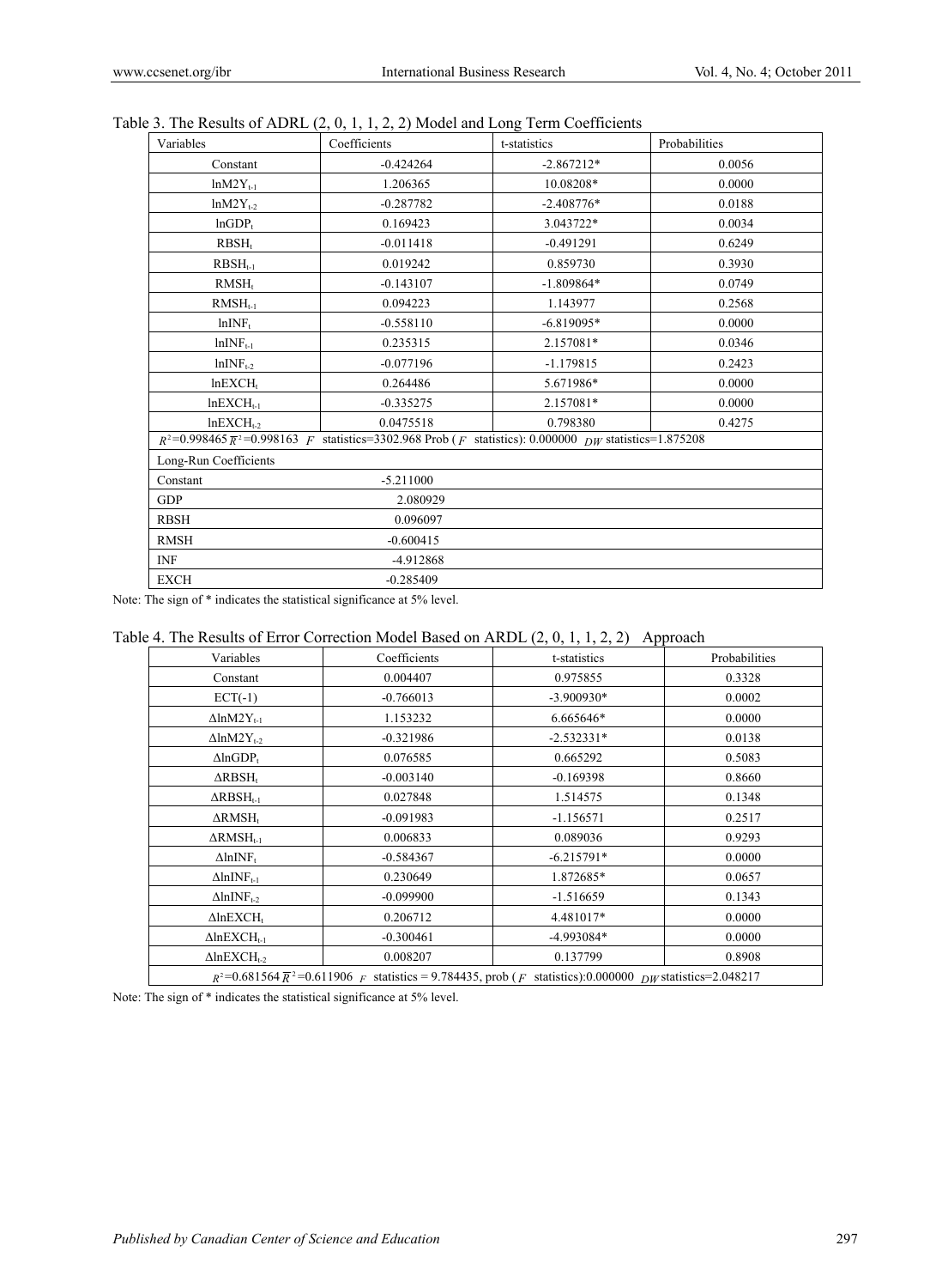Table 3. The Results of ADRL (2, 0, 1, 1, 2, 2) Model and Long Term Coefficients

| Variables | Coefficients | t-statistics | Probabilities |
|---|---|---|---|
| Constant | -0.424264 | -2.867212* | 0.0056 |
| $lnM2Y_{t-1}$ | 1.206365 | 10.08208* | 0.0000 |
| $lnM2Y_{t-2}$ | -0.287782 | -2.408776* | 0.0188 |
| $lnGDP_t$ | 0.169423 | 3.043722* | 0.0034 |
| $RBSH_t$ | -0.011418 | -0.491291 | 0.6249 |
| $RBSH_{t-1}$ | 0.019242 | 0.859730 | 0.3930 |
| $RMSH_t$ | -0.143107 | -1.809864* | 0.0749 |
| $RMSH_{t-1}$ | 0.094223 | 1.143977 | 0.2568 |
| $lnINF_t$ | -0.558110 | -6.819095* | 0.0000 |
| $lnINF_{t-1}$ | 0.235315 | 2.157081* | 0.0346 |
| $lnINF_{t-2}$ | -0.077196 | -1.179815 | 0.2423 |
| $lnEXCH_t$ | 0.264486 | 5.671986* | 0.0000 |
| $lnEXCH_{t-1}$ | -0.335275 | 2.157081* | 0.0000 |
| $lnEXCH_{t-2}$ | 0.0475518 | 0.798380 | 0.4275 |
| $R^2$=0.998465 $\overline{R}^2$=0.998163 $F$ statistics=3302.968 Prob ($F$ statistics): 0.000000 $DW$ statistics=1.875208 | | | |
| Long-Run Coefficients | | | |
| Constant | -5.211000 | | |
| GDP | 2.080929 | | |
| RBSH | 0.096097 | | |
| RMSH | -0.600415 | | |
| INF | -4.912868 | | |
| EXCH | -0.285409 | | |

Note: The sign of * indicates the statistical significance at 5% level.

Table 4. The Results of Error Correction Model Based on ARDL (2, 0, 1, 1, 2, 2) Approach

| Variables | Coefficients | t-statistics | Probabilities |
|---|---|---|---|
| Constant | 0.004407 | 0.975855 | 0.3328 |
| ECT(-1) | -0.766013 | -3.900930* | 0.0002 |
| $\Delta lnM2Y_{t-1}$ | 1.153232 | 6.665646* | 0.0000 |
| $\Delta lnM2Y_{t-2}$ | -0.321986 | -2.532331* | 0.0138 |
| $\Delta lnGDP_t$ | 0.076585 | 0.665292 | 0.5083 |
| $\Delta RBSH_t$ | -0.003140 | -0.169398 | 0.8660 |
| $\Delta RBSH_{t-1}$ | 0.027848 | 1.514575 | 0.1348 |
| $\Delta RMSH_t$ | -0.091983 | -1.156571 | 0.2517 |
| $\Delta RMSH_{t-1}$ | 0.006833 | 0.089036 | 0.9293 |
| $\Delta lnINF_t$ | -0.584367 | -6.215791* | 0.0000 |
| $\Delta lnINF_{t-1}$ | 0.230649 | 1.872685* | 0.0657 |
| $\Delta lnINF_{t-2}$ | -0.099900 | -1.516659 | 0.1343 |
| $\Delta lnEXCH_t$ | 0.206712 | 4.481017* | 0.0000 |
| $\Delta lnEXCH_{t-1}$ | -0.300461 | -4.993084* | 0.0000 |
| $\Delta lnEXCH_{t-2}$ | 0.008207 | 0.137799 | 0.8908 |
| $R^2$=0.681564 $\overline{R}^2$=0.611906 $F$ statistics = 9.784435, prob ($F$ statistics):0.000000 $DW$ statistics=2.048217 | | | |

Note: The sign of * indicates the statistical significance at 5% level.